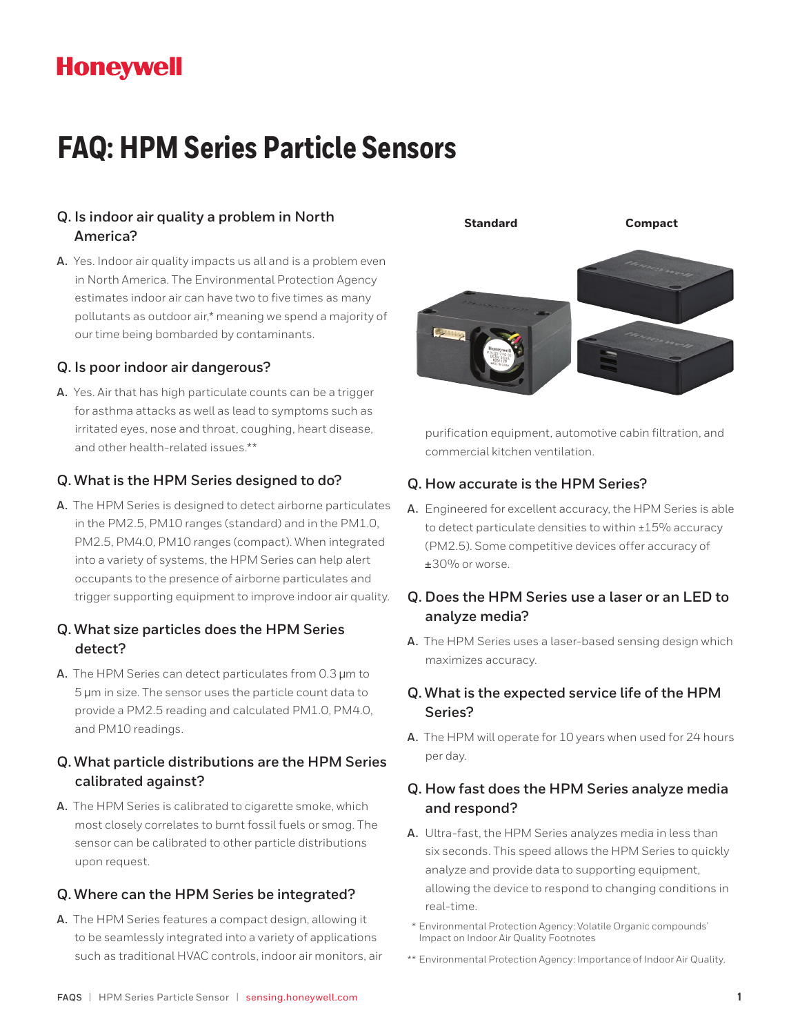Honeywell

# FAQ: HPM Series Particle Sensors

### Q. Is indoor air quality a problem in North America?

**A.** Yes. Indoor air quality impacts us all and is a problem even in North America. The Environmental Protection Agency estimates indoor air can have two to five times as many pollutants as outdoor air,* meaning we spend a majority of our time being bombarded by contaminants.

### Q. Is poor indoor air dangerous?

**A.** Yes. Air that has high particulate counts can be a trigger for asthma attacks as well as lead to symptoms such as irritated eyes, nose and throat, coughing, heart disease, and other health-related issues.**

### Q. What is the HPM Series designed to do?

**A.** The HPM Series is designed to detect airborne particulates in the PM2.5, PM10 ranges (standard) and in the PM1.0, PM2.5, PM4.0, PM10 ranges (compact). When integrated into a variety of systems, the HPM Series can help alert occupants to the presence of airborne particulates and trigger supporting equipment to improve indoor air quality.

### Q. What size particles does the HPM Series detect?

**A.** The HPM Series can detect particulates from 0.3 µm to 5 µm in size. The sensor uses the particle count data to provide a PM2.5 reading and calculated PM1.0, PM4.0, and PM10 readings.

### Q. What particle distributions are the HPM Series calibrated against?

**A.** The HPM Series is calibrated to cigarette smoke, which most closely correlates to burnt fossil fuels or smog. The sensor can be calibrated to other particle distributions upon request.

### Q. Where can the HPM Series be integrated?

**A.** The HPM Series features a compact design, allowing it to be seamlessly integrated into a variety of applications such as traditional HVAC controls, indoor air monitors, air purification equipment, automotive cabin filtration, and commercial kitchen ventilation.

Standard Compact

### Q. How accurate is the HPM Series?

**A.** Engineered for excellent accuracy, the HPM Series is able to detect particulate densities to within ±15% accuracy (PM2.5). Some competitive devices offer accuracy of ±30% or worse.

### Q. Does the HPM Series use a laser or an LED to analyze media?

**A.** The HPM Series uses a laser-based sensing design which maximizes accuracy.

### Q. What is the expected service life of the HPM Series?

**A.** The HPM will operate for 10 years when used for 24 hours per day.

### Q. How fast does the HPM Series analyze media and respond?

**A.** Ultra-fast, the HPM Series analyzes media in less than six seconds. This speed allows the HPM Series to quickly analyze and provide data to supporting equipment, allowing the device to respond to changing conditions in real-time.

\* Environmental Protection Agency: Volatile Organic compounds' Impact on Indoor Air Quality Footnotes

** Environmental Protection Agency: Importance of Indoor Air Quality.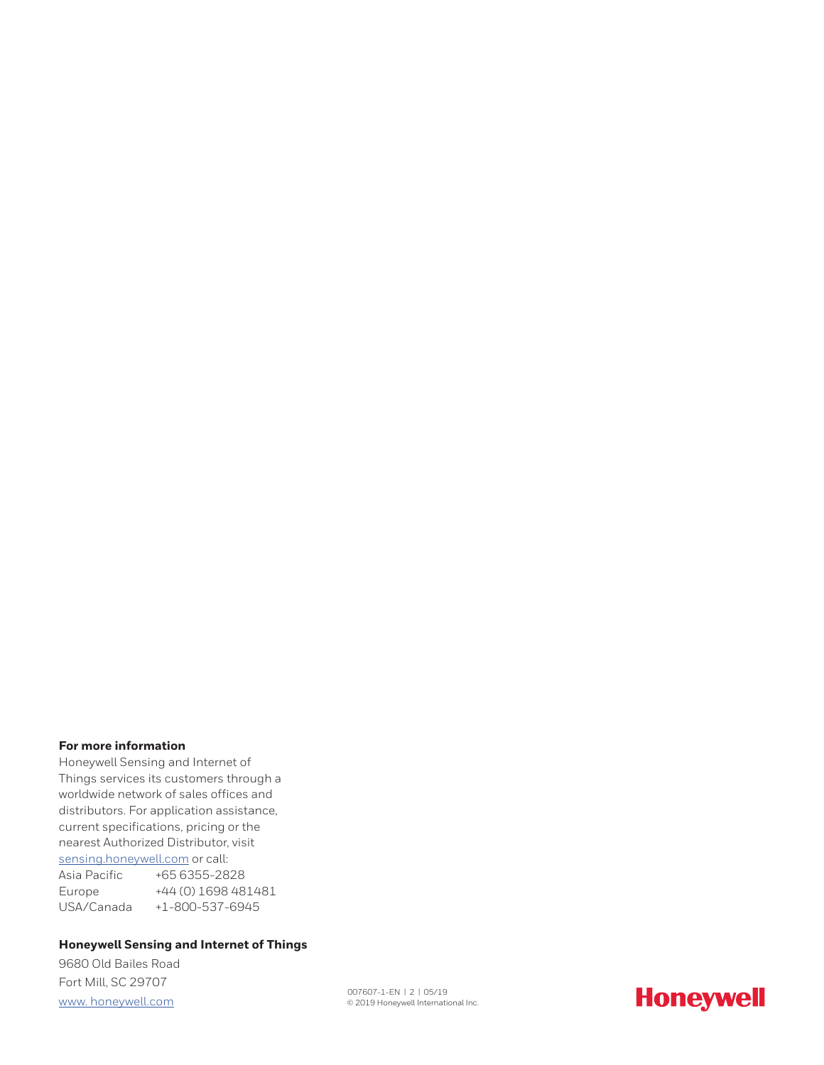**For more information**

Honeywell Sensing and Internet of Things services its customers through a worldwide network of sales offices and distributors. For application assistance, current specifications, pricing or the nearest Authorized Distributor, visit sensing.honeywell.com or call:

| | |
|---|---|
| Asia Pacific | +65 6355-2828 |
| Europe | +44 (0) 1698 481481 |
| USA/Canada | +1-800-537-6945 |

**Honeywell Sensing and Internet of Things**

9680 Old Bailes Road
Fort Mill, SC 29707
www. honeywell.com

007607-1-EN | 2 | 05/19
© 2019 Honeywell International Inc.

Honeywell